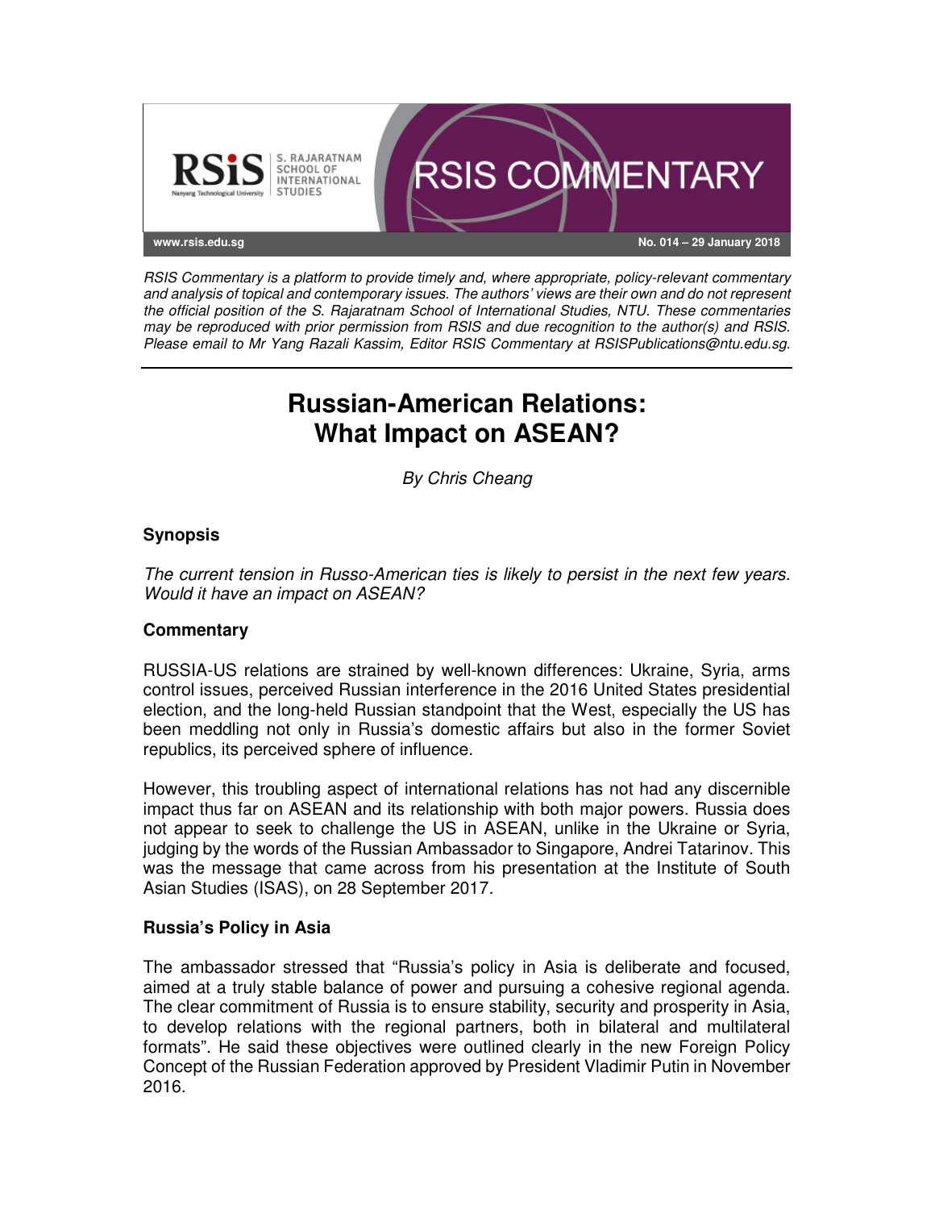RSIS Commentary is a platform to provide timely and, where appropriate, policy-relevant commentary and analysis of topical and contemporary issues. The authors' views are their own and do not represent the official position of the S. Rajaratnam School of International Studies, NTU. These commentaries may be reproduced with prior permission from RSIS and due recognition to the author(s) and RSIS. Please email to Mr Yang Razali Kassim, Editor RSIS Commentary at RSISPublications@ntu.edu.sg.

No. 014 – 29 January 2018

# Russian-American Relations: What Impact on ASEAN?

*By Chris Cheang*

## Synopsis

*The current tension in Russo-American ties is likely to persist in the next few years. Would it have an impact on ASEAN?*

## Commentary

RUSSIA-US relations are strained by well-known differences: Ukraine, Syria, arms control issues, perceived Russian interference in the 2016 United States presidential election, and the long-held Russian standpoint that the West, especially the US has been meddling not only in Russia's domestic affairs but also in the former Soviet republics, its perceived sphere of influence.

However, this troubling aspect of international relations has not had any discernible impact thus far on ASEAN and its relationship with both major powers. Russia does not appear to seek to challenge the US in ASEAN, unlike in the Ukraine or Syria, judging by the words of the Russian Ambassador to Singapore, Andrei Tatarinov. This was the message that came across from his presentation at the Institute of South Asian Studies (ISAS), on 28 September 2017.

### Russia's Policy in Asia

The ambassador stressed that "Russia's policy in Asia is deliberate and focused, aimed at a truly stable balance of power and pursuing a cohesive regional agenda. The clear commitment of Russia is to ensure stability, security and prosperity in Asia, to develop relations with the regional partners, both in bilateral and multilateral formats". He said these objectives were outlined clearly in the new Foreign Policy Concept of the Russian Federation approved by President Vladimir Putin in November 2016.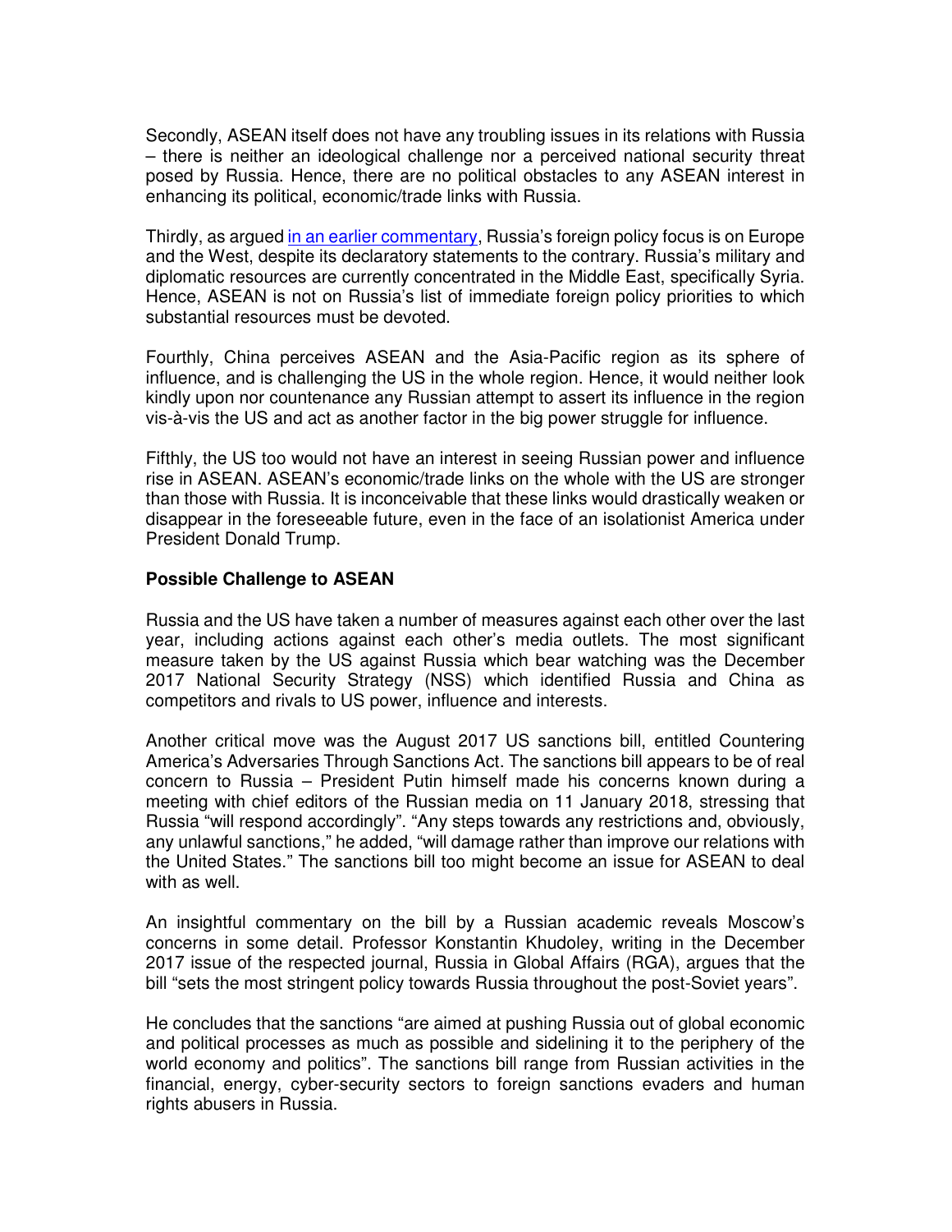Secondly, ASEAN itself does not have any troubling issues in its relations with Russia – there is neither an ideological challenge nor a perceived national security threat posed by Russia. Hence, there are no political obstacles to any ASEAN interest in enhancing its political, economic/trade links with Russia.

Thirdly, as argued [in an earlier commentary](), Russia's foreign policy focus is on Europe and the West, despite its declaratory statements to the contrary. Russia's military and diplomatic resources are currently concentrated in the Middle East, specifically Syria. Hence, ASEAN is not on Russia's list of immediate foreign policy priorities to which substantial resources must be devoted.

Fourthly, China perceives ASEAN and the Asia-Pacific region as its sphere of influence, and is challenging the US in the whole region. Hence, it would neither look kindly upon nor countenance any Russian attempt to assert its influence in the region vis-à-vis the US and act as another factor in the big power struggle for influence.

Fifthly, the US too would not have an interest in seeing Russian power and influence rise in ASEAN. ASEAN's economic/trade links on the whole with the US are stronger than those with Russia. It is inconceivable that these links would drastically weaken or disappear in the foreseeable future, even in the face of an isolationist America under President Donald Trump.

**Possible Challenge to ASEAN**

Russia and the US have taken a number of measures against each other over the last year, including actions against each other's media outlets. The most significant measure taken by the US against Russia which bear watching was the December 2017 National Security Strategy (NSS) which identified Russia and China as competitors and rivals to US power, influence and interests.

Another critical move was the August 2017 US sanctions bill, entitled Countering America's Adversaries Through Sanctions Act. The sanctions bill appears to be of real concern to Russia – President Putin himself made his concerns known during a meeting with chief editors of the Russian media on 11 January 2018, stressing that Russia "will respond accordingly". "Any steps towards any restrictions and, obviously, any unlawful sanctions," he added, "will damage rather than improve our relations with the United States." The sanctions bill too might become an issue for ASEAN to deal with as well.

An insightful commentary on the bill by a Russian academic reveals Moscow's concerns in some detail. Professor Konstantin Khudoley, writing in the December 2017 issue of the respected journal, Russia in Global Affairs (RGA), argues that the bill "sets the most stringent policy towards Russia throughout the post-Soviet years".

He concludes that the sanctions "are aimed at pushing Russia out of global economic and political processes as much as possible and sidelining it to the periphery of the world economy and politics". The sanctions bill range from Russian activities in the financial, energy, cyber-security sectors to foreign sanctions evaders and human rights abusers in Russia.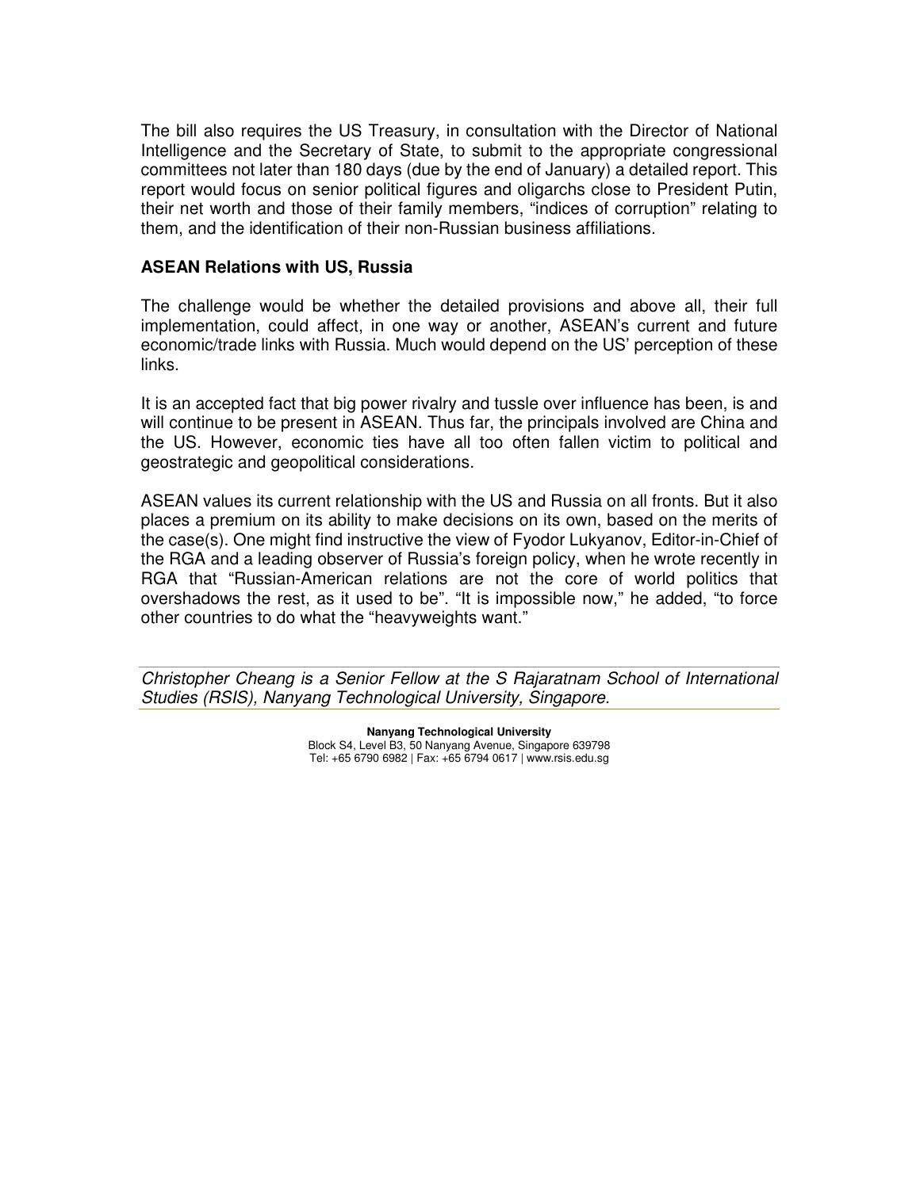The bill also requires the US Treasury, in consultation with the Director of National Intelligence and the Secretary of State, to submit to the appropriate congressional committees not later than 180 days (due by the end of January) a detailed report. This report would focus on senior political figures and oligarchs close to President Putin, their net worth and those of their family members, "indices of corruption" relating to them, and the identification of their non-Russian business affiliations.

**ASEAN Relations with US, Russia**

The challenge would be whether the detailed provisions and above all, their full implementation, could affect, in one way or another, ASEAN's current and future economic/trade links with Russia. Much would depend on the US' perception of these links.

It is an accepted fact that big power rivalry and tussle over influence has been, is and will continue to be present in ASEAN. Thus far, the principals involved are China and the US. However, economic ties have all too often fallen victim to political and geostrategic and geopolitical considerations.

ASEAN values its current relationship with the US and Russia on all fronts. But it also places a premium on its ability to make decisions on its own, based on the merits of the case(s). One might find instructive the view of Fyodor Lukyanov, Editor-in-Chief of the RGA and a leading observer of Russia's foreign policy, when he wrote recently in RGA that "Russian-American relations are not the core of world politics that overshadows the rest, as it used to be". "It is impossible now," he added, "to force other countries to do what the "heavyweights want."

---

*Christopher Cheang is a Senior Fellow at the S Rajaratnam School of International Studies (RSIS), Nanyang Technological University, Singapore.*

---

**Nanyang Technological University**
Block S4, Level B3, 50 Nanyang Avenue, Singapore 639798
Tel: +65 6790 6982 | Fax: +65 6794 0617 | www.rsis.edu.sg